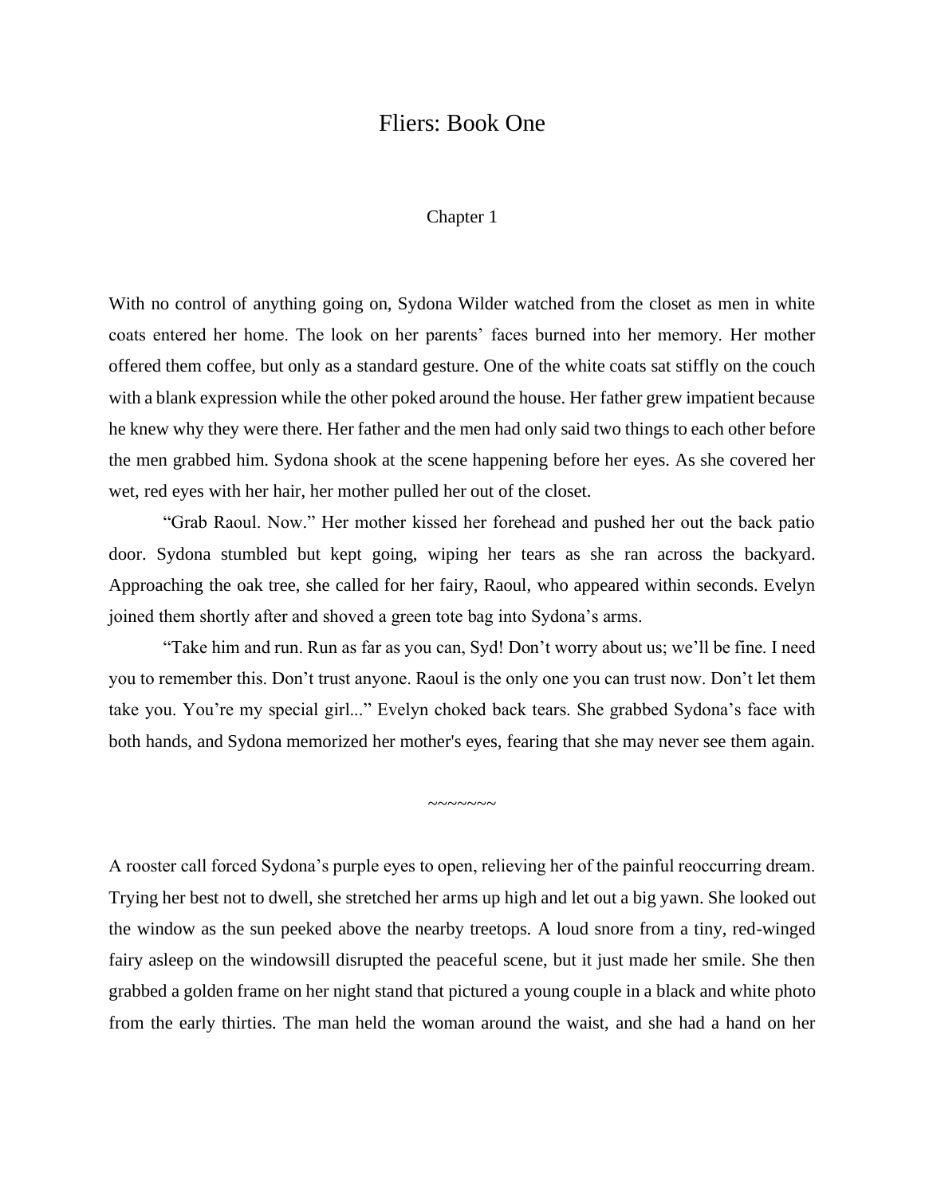# Fliers: Book One

## Chapter 1

With no control of anything going on, Sydona Wilder watched from the closet as men in white coats entered her home. The look on her parents' faces burned into her memory. Her mother offered them coffee, but only as a standard gesture. One of the white coats sat stiffly on the couch with a blank expression while the other poked around the house. Her father grew impatient because he knew why they were there. Her father and the men had only said two things to each other before the men grabbed him. Sydona shook at the scene happening before her eyes. As she covered her wet, red eyes with her hair, her mother pulled her out of the closet.

"Grab Raoul. Now." Her mother kissed her forehead and pushed her out the back patio door. Sydona stumbled but kept going, wiping her tears as she ran across the backyard. Approaching the oak tree, she called for her fairy, Raoul, who appeared within seconds. Evelyn joined them shortly after and shoved a green tote bag into Sydona's arms.

"Take him and run. Run as far as you can, Syd! Don't worry about us; we'll be fine. I need you to remember this. Don't trust anyone. Raoul is the only one you can trust now. Don't let them take you. You're my special girl..." Evelyn choked back tears. She grabbed Sydona's face with both hands, and Sydona memorized her mother's eyes, fearing that she may never see them again.

~~~~~~~

A rooster call forced Sydona's purple eyes to open, relieving her of the painful reoccurring dream. Trying her best not to dwell, she stretched her arms up high and let out a big yawn. She looked out the window as the sun peeked above the nearby treetops. A loud snore from a tiny, red-winged fairy asleep on the windowsill disrupted the peaceful scene, but it just made her smile. She then grabbed a golden frame on her night stand that pictured a young couple in a black and white photo from the early thirties. The man held the woman around the waist, and she had a hand on her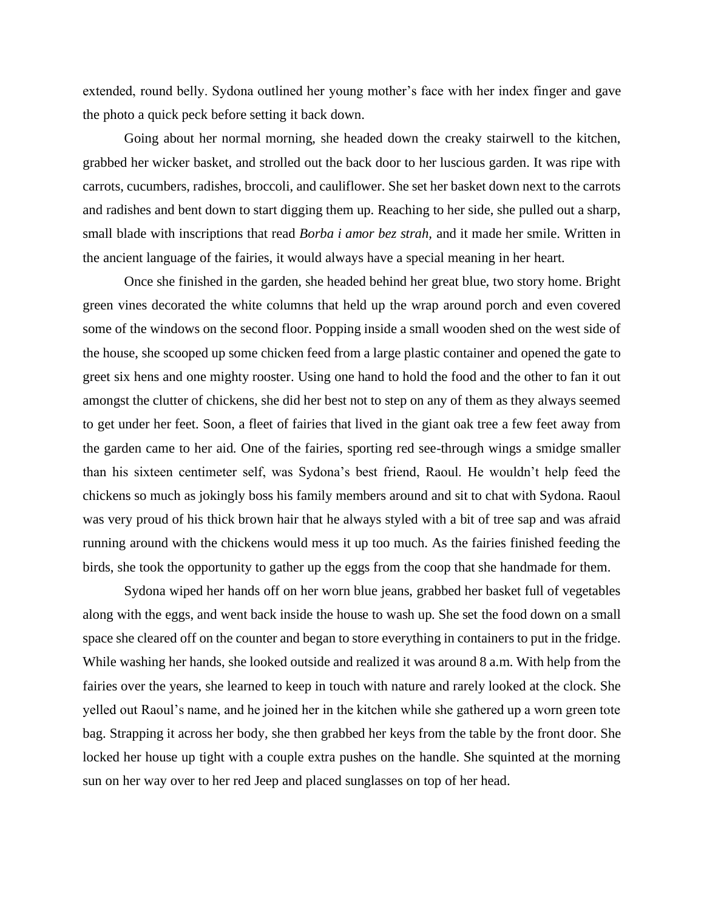extended, round belly. Sydona outlined her young mother's face with her index finger and gave the photo a quick peck before setting it back down.

Going about her normal morning, she headed down the creaky stairwell to the kitchen, grabbed her wicker basket, and strolled out the back door to her luscious garden. It was ripe with carrots, cucumbers, radishes, broccoli, and cauliflower. She set her basket down next to the carrots and radishes and bent down to start digging them up. Reaching to her side, she pulled out a sharp, small blade with inscriptions that read *Borba i amor bez strah,* and it made her smile. Written in the ancient language of the fairies, it would always have a special meaning in her heart.

Once she finished in the garden, she headed behind her great blue, two story home. Bright green vines decorated the white columns that held up the wrap around porch and even covered some of the windows on the second floor. Popping inside a small wooden shed on the west side of the house, she scooped up some chicken feed from a large plastic container and opened the gate to greet six hens and one mighty rooster. Using one hand to hold the food and the other to fan it out amongst the clutter of chickens, she did her best not to step on any of them as they always seemed to get under her feet. Soon, a fleet of fairies that lived in the giant oak tree a few feet away from the garden came to her aid. One of the fairies, sporting red see-through wings a smidge smaller than his sixteen centimeter self, was Sydona's best friend, Raoul. He wouldn't help feed the chickens so much as jokingly boss his family members around and sit to chat with Sydona. Raoul was very proud of his thick brown hair that he always styled with a bit of tree sap and was afraid running around with the chickens would mess it up too much. As the fairies finished feeding the birds, she took the opportunity to gather up the eggs from the coop that she handmade for them.

Sydona wiped her hands off on her worn blue jeans, grabbed her basket full of vegetables along with the eggs, and went back inside the house to wash up. She set the food down on a small space she cleared off on the counter and began to store everything in containers to put in the fridge. While washing her hands, she looked outside and realized it was around 8 a.m. With help from the fairies over the years, she learned to keep in touch with nature and rarely looked at the clock. She yelled out Raoul's name, and he joined her in the kitchen while she gathered up a worn green tote bag. Strapping it across her body, she then grabbed her keys from the table by the front door. She locked her house up tight with a couple extra pushes on the handle. She squinted at the morning sun on her way over to her red Jeep and placed sunglasses on top of her head.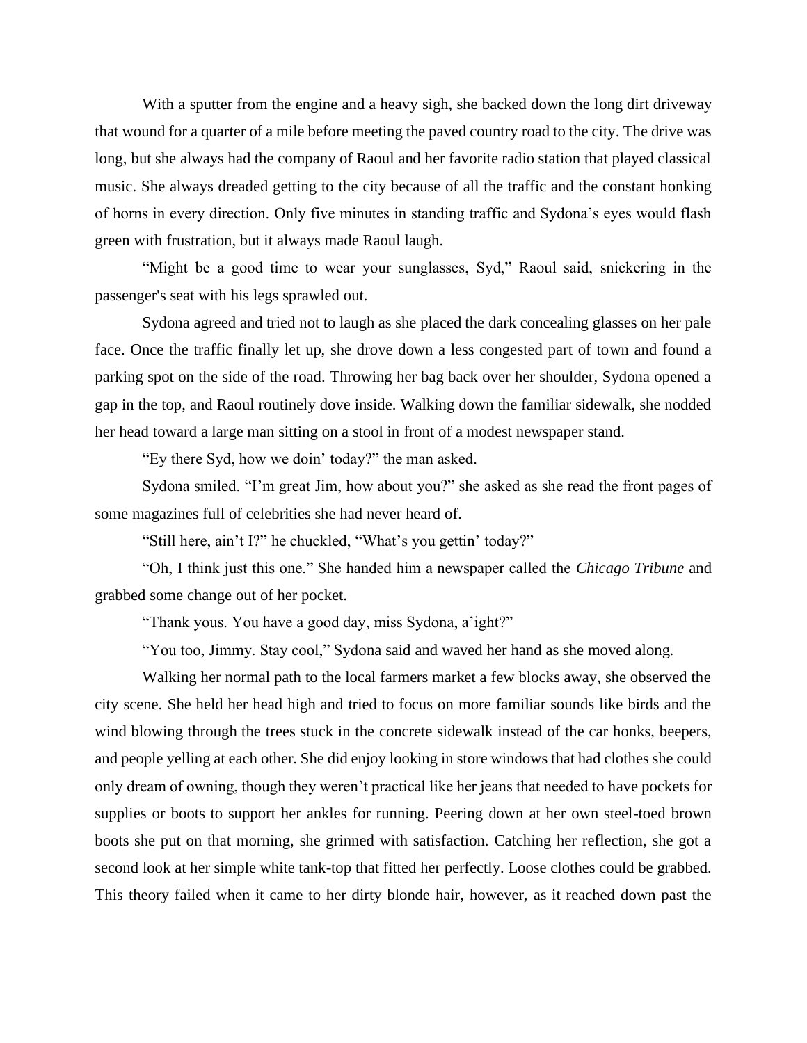With a sputter from the engine and a heavy sigh, she backed down the long dirt driveway that wound for a quarter of a mile before meeting the paved country road to the city. The drive was long, but she always had the company of Raoul and her favorite radio station that played classical music. She always dreaded getting to the city because of all the traffic and the constant honking of horns in every direction. Only five minutes in standing traffic and Sydona's eyes would flash green with frustration, but it always made Raoul laugh.

"Might be a good time to wear your sunglasses, Syd," Raoul said, snickering in the passenger's seat with his legs sprawled out.

Sydona agreed and tried not to laugh as she placed the dark concealing glasses on her pale face. Once the traffic finally let up, she drove down a less congested part of town and found a parking spot on the side of the road. Throwing her bag back over her shoulder, Sydona opened a gap in the top, and Raoul routinely dove inside. Walking down the familiar sidewalk, she nodded her head toward a large man sitting on a stool in front of a modest newspaper stand.

"Ey there Syd, how we doin' today?" the man asked.

Sydona smiled. "I'm great Jim, how about you?" she asked as she read the front pages of some magazines full of celebrities she had never heard of.

"Still here, ain't I?" he chuckled, "What's you gettin' today?"

"Oh, I think just this one." She handed him a newspaper called the *Chicago Tribune* and grabbed some change out of her pocket.

"Thank yous. You have a good day, miss Sydona, a'ight?"

"You too, Jimmy. Stay cool," Sydona said and waved her hand as she moved along.

Walking her normal path to the local farmers market a few blocks away, she observed the city scene. She held her head high and tried to focus on more familiar sounds like birds and the wind blowing through the trees stuck in the concrete sidewalk instead of the car honks, beepers, and people yelling at each other. She did enjoy looking in store windows that had clothes she could only dream of owning, though they weren't practical like her jeans that needed to have pockets for supplies or boots to support her ankles for running. Peering down at her own steel-toed brown boots she put on that morning, she grinned with satisfaction. Catching her reflection, she got a second look at her simple white tank-top that fitted her perfectly. Loose clothes could be grabbed. This theory failed when it came to her dirty blonde hair, however, as it reached down past the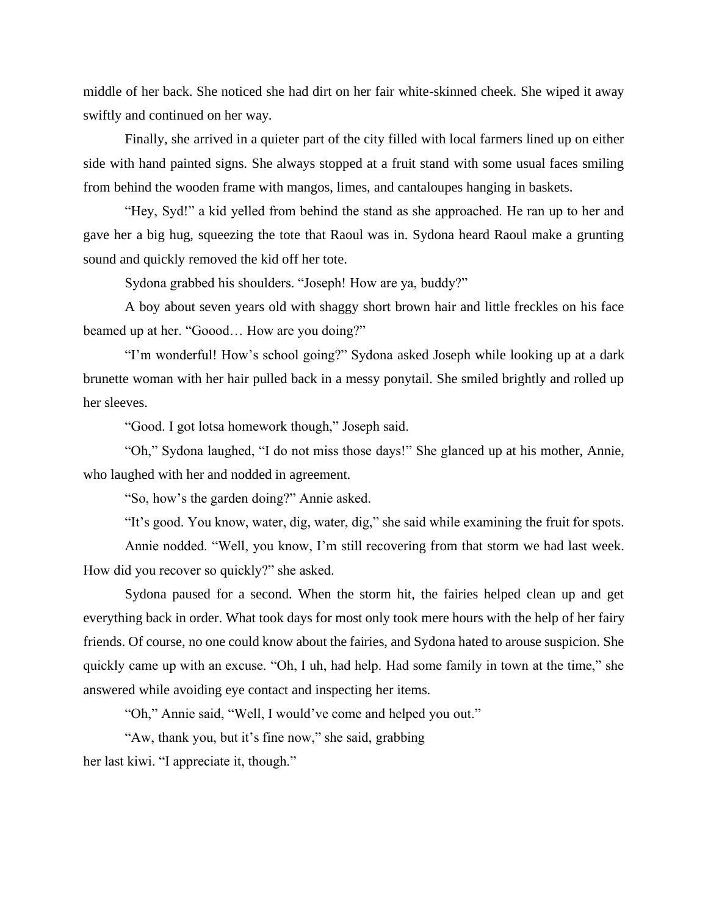middle of her back. She noticed she had dirt on her fair white-skinned cheek. She wiped it away swiftly and continued on her way.

Finally, she arrived in a quieter part of the city filled with local farmers lined up on either side with hand painted signs. She always stopped at a fruit stand with some usual faces smiling from behind the wooden frame with mangos, limes, and cantaloupes hanging in baskets.

"Hey, Syd!" a kid yelled from behind the stand as she approached. He ran up to her and gave her a big hug, squeezing the tote that Raoul was in. Sydona heard Raoul make a grunting sound and quickly removed the kid off her tote.

Sydona grabbed his shoulders. "Joseph! How are ya, buddy?"

A boy about seven years old with shaggy short brown hair and little freckles on his face beamed up at her. "Goood… How are you doing?"

"I'm wonderful! How's school going?" Sydona asked Joseph while looking up at a dark brunette woman with her hair pulled back in a messy ponytail. She smiled brightly and rolled up her sleeves.

"Good. I got lotsa homework though," Joseph said.

"Oh," Sydona laughed, "I do not miss those days!" She glanced up at his mother, Annie, who laughed with her and nodded in agreement.

"So, how's the garden doing?" Annie asked.

"It's good. You know, water, dig, water, dig," she said while examining the fruit for spots.

Annie nodded. "Well, you know, I'm still recovering from that storm we had last week. How did you recover so quickly?" she asked.

Sydona paused for a second. When the storm hit, the fairies helped clean up and get everything back in order. What took days for most only took mere hours with the help of her fairy friends. Of course, no one could know about the fairies, and Sydona hated to arouse suspicion. She quickly came up with an excuse. "Oh, I uh, had help. Had some family in town at the time," she answered while avoiding eye contact and inspecting her items.

"Oh," Annie said, "Well, I would've come and helped you out."

"Aw, thank you, but it's fine now," she said, grabbing her last kiwi. "I appreciate it, though."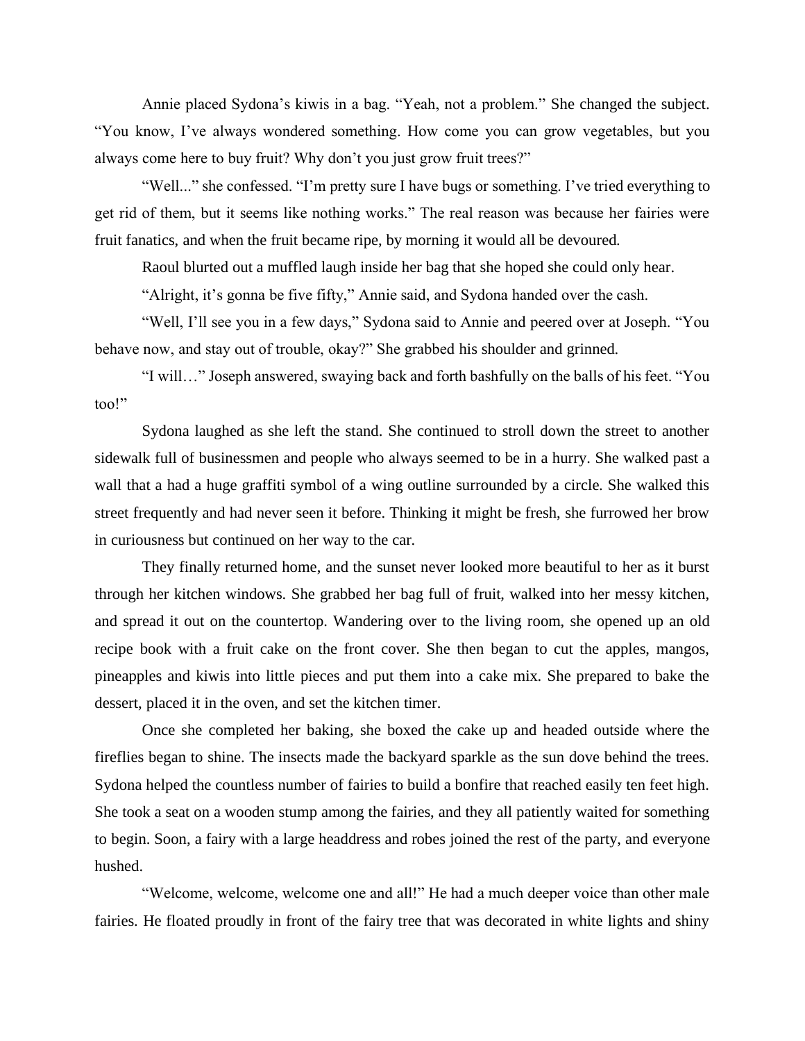Annie placed Sydona's kiwis in a bag. "Yeah, not a problem." She changed the subject. "You know, I've always wondered something. How come you can grow vegetables, but you always come here to buy fruit? Why don't you just grow fruit trees?"

"Well..." she confessed. "I'm pretty sure I have bugs or something. I've tried everything to get rid of them, but it seems like nothing works." The real reason was because her fairies were fruit fanatics, and when the fruit became ripe, by morning it would all be devoured.

Raoul blurted out a muffled laugh inside her bag that she hoped she could only hear.

"Alright, it's gonna be five fifty," Annie said, and Sydona handed over the cash.

"Well, I'll see you in a few days," Sydona said to Annie and peered over at Joseph. "You behave now, and stay out of trouble, okay?" She grabbed his shoulder and grinned.

"I will…" Joseph answered, swaying back and forth bashfully on the balls of his feet. "You too!"

Sydona laughed as she left the stand. She continued to stroll down the street to another sidewalk full of businessmen and people who always seemed to be in a hurry. She walked past a wall that a had a huge graffiti symbol of a wing outline surrounded by a circle. She walked this street frequently and had never seen it before. Thinking it might be fresh, she furrowed her brow in curiousness but continued on her way to the car.

They finally returned home, and the sunset never looked more beautiful to her as it burst through her kitchen windows. She grabbed her bag full of fruit, walked into her messy kitchen, and spread it out on the countertop. Wandering over to the living room, she opened up an old recipe book with a fruit cake on the front cover. She then began to cut the apples, mangos, pineapples and kiwis into little pieces and put them into a cake mix. She prepared to bake the dessert, placed it in the oven, and set the kitchen timer.

Once she completed her baking, she boxed the cake up and headed outside where the fireflies began to shine. The insects made the backyard sparkle as the sun dove behind the trees. Sydona helped the countless number of fairies to build a bonfire that reached easily ten feet high. She took a seat on a wooden stump among the fairies, and they all patiently waited for something to begin. Soon, a fairy with a large headdress and robes joined the rest of the party, and everyone hushed.

"Welcome, welcome, welcome one and all!" He had a much deeper voice than other male fairies. He floated proudly in front of the fairy tree that was decorated in white lights and shiny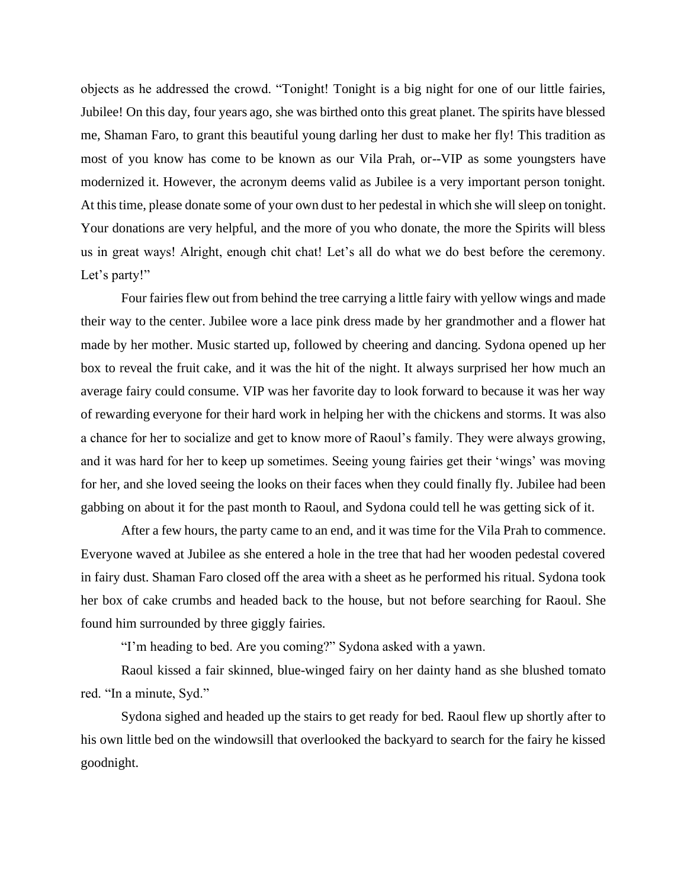objects as he addressed the crowd. "Tonight! Tonight is a big night for one of our little fairies, Jubilee! On this day, four years ago, she was birthed onto this great planet. The spirits have blessed me, Shaman Faro, to grant this beautiful young darling her dust to make her fly! This tradition as most of you know has come to be known as our Vila Prah, or--VIP as some youngsters have modernized it. However, the acronym deems valid as Jubilee is a very important person tonight. At this time, please donate some of your own dust to her pedestal in which she will sleep on tonight. Your donations are very helpful, and the more of you who donate, the more the Spirits will bless us in great ways! Alright, enough chit chat! Let's all do what we do best before the ceremony. Let's party!"

Four fairies flew out from behind the tree carrying a little fairy with yellow wings and made their way to the center. Jubilee wore a lace pink dress made by her grandmother and a flower hat made by her mother. Music started up, followed by cheering and dancing. Sydona opened up her box to reveal the fruit cake, and it was the hit of the night. It always surprised her how much an average fairy could consume. VIP was her favorite day to look forward to because it was her way of rewarding everyone for their hard work in helping her with the chickens and storms. It was also a chance for her to socialize and get to know more of Raoul's family. They were always growing, and it was hard for her to keep up sometimes. Seeing young fairies get their 'wings' was moving for her, and she loved seeing the looks on their faces when they could finally fly. Jubilee had been gabbing on about it for the past month to Raoul, and Sydona could tell he was getting sick of it.

After a few hours, the party came to an end, and it was time for the Vila Prah to commence. Everyone waved at Jubilee as she entered a hole in the tree that had her wooden pedestal covered in fairy dust. Shaman Faro closed off the area with a sheet as he performed his ritual. Sydona took her box of cake crumbs and headed back to the house, but not before searching for Raoul. She found him surrounded by three giggly fairies.

"I'm heading to bed. Are you coming?" Sydona asked with a yawn.

Raoul kissed a fair skinned, blue-winged fairy on her dainty hand as she blushed tomato red. "In a minute, Syd."

Sydona sighed and headed up the stairs to get ready for bed. Raoul flew up shortly after to his own little bed on the windowsill that overlooked the backyard to search for the fairy he kissed goodnight.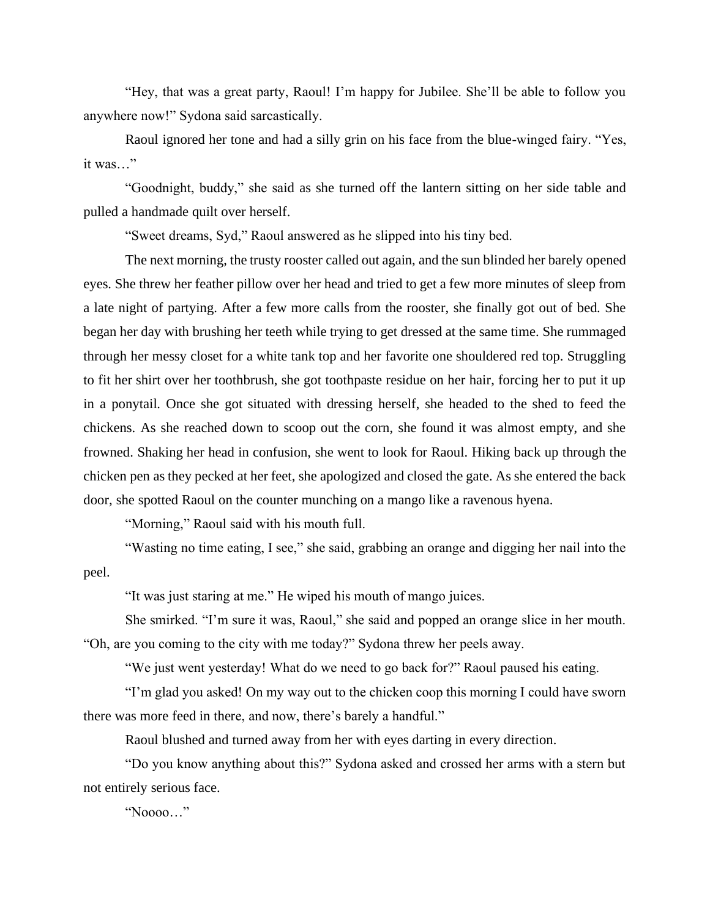"Hey, that was a great party, Raoul! I'm happy for Jubilee. She'll be able to follow you anywhere now!" Sydona said sarcastically.

Raoul ignored her tone and had a silly grin on his face from the blue-winged fairy. "Yes, it was…"

"Goodnight, buddy," she said as she turned off the lantern sitting on her side table and pulled a handmade quilt over herself.

"Sweet dreams, Syd," Raoul answered as he slipped into his tiny bed.

The next morning, the trusty rooster called out again, and the sun blinded her barely opened eyes. She threw her feather pillow over her head and tried to get a few more minutes of sleep from a late night of partying. After a few more calls from the rooster, she finally got out of bed. She began her day with brushing her teeth while trying to get dressed at the same time. She rummaged through her messy closet for a white tank top and her favorite one shouldered red top. Struggling to fit her shirt over her toothbrush, she got toothpaste residue on her hair, forcing her to put it up in a ponytail. Once she got situated with dressing herself, she headed to the shed to feed the chickens. As she reached down to scoop out the corn, she found it was almost empty, and she frowned. Shaking her head in confusion, she went to look for Raoul. Hiking back up through the chicken pen as they pecked at her feet, she apologized and closed the gate. As she entered the back door, she spotted Raoul on the counter munching on a mango like a ravenous hyena.

"Morning," Raoul said with his mouth full.

"Wasting no time eating, I see," she said, grabbing an orange and digging her nail into the peel.

"It was just staring at me." He wiped his mouth of mango juices.

She smirked. "I'm sure it was, Raoul," she said and popped an orange slice in her mouth. "Oh, are you coming to the city with me today?" Sydona threw her peels away.

"We just went yesterday! What do we need to go back for?" Raoul paused his eating.

"I'm glad you asked! On my way out to the chicken coop this morning I could have sworn there was more feed in there, and now, there's barely a handful."

Raoul blushed and turned away from her with eyes darting in every direction.

"Do you know anything about this?" Sydona asked and crossed her arms with a stern but not entirely serious face.

"Noooo…"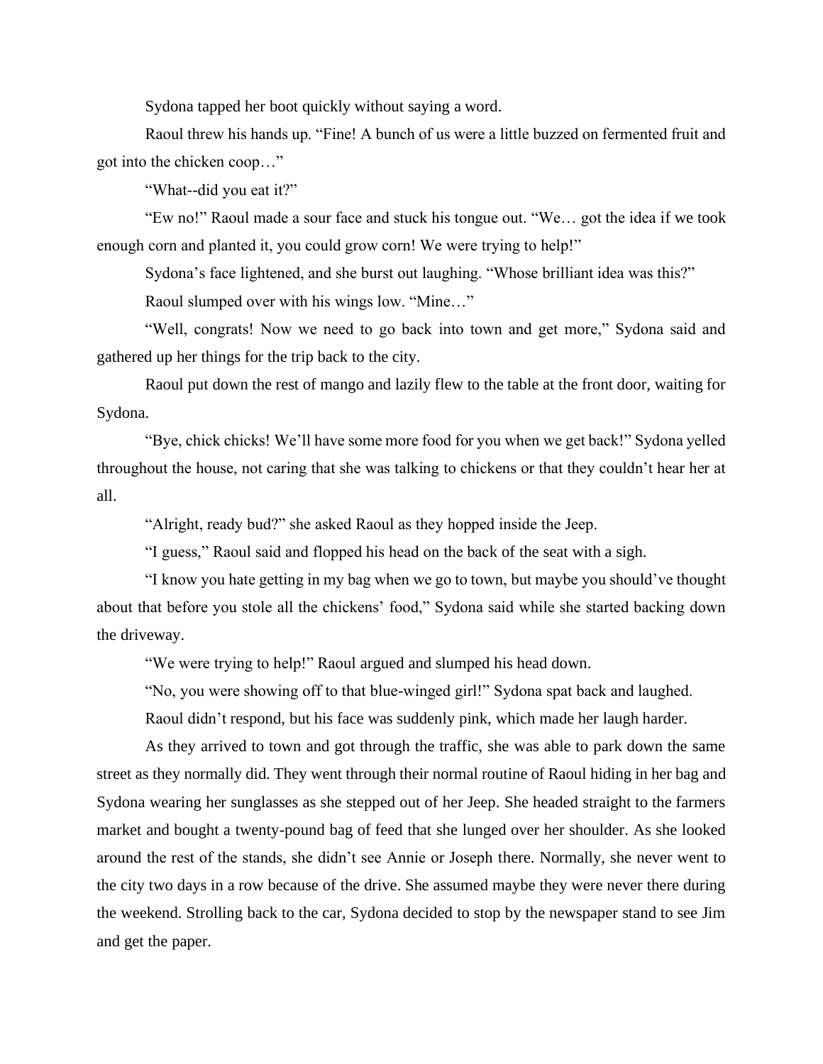Sydona tapped her boot quickly without saying a word.

Raoul threw his hands up. "Fine! A bunch of us were a little buzzed on fermented fruit and got into the chicken coop…"

"What--did you eat it?"

"Ew no!" Raoul made a sour face and stuck his tongue out. "We… got the idea if we took enough corn and planted it, you could grow corn! We were trying to help!"

Sydona's face lightened, and she burst out laughing. "Whose brilliant idea was this?"

Raoul slumped over with his wings low. "Mine…"

"Well, congrats! Now we need to go back into town and get more," Sydona said and gathered up her things for the trip back to the city.

Raoul put down the rest of mango and lazily flew to the table at the front door, waiting for Sydona.

"Bye, chick chicks! We'll have some more food for you when we get back!" Sydona yelled throughout the house, not caring that she was talking to chickens or that they couldn't hear her at all.

"Alright, ready bud?" she asked Raoul as they hopped inside the Jeep.

"I guess," Raoul said and flopped his head on the back of the seat with a sigh.

"I know you hate getting in my bag when we go to town, but maybe you should've thought about that before you stole all the chickens' food," Sydona said while she started backing down the driveway.

"We were trying to help!" Raoul argued and slumped his head down.

"No, you were showing off to that blue-winged girl!" Sydona spat back and laughed.

Raoul didn't respond, but his face was suddenly pink, which made her laugh harder.

As they arrived to town and got through the traffic, she was able to park down the same street as they normally did. They went through their normal routine of Raoul hiding in her bag and Sydona wearing her sunglasses as she stepped out of her Jeep. She headed straight to the farmers market and bought a twenty-pound bag of feed that she lunged over her shoulder. As she looked around the rest of the stands, she didn't see Annie or Joseph there. Normally, she never went to the city two days in a row because of the drive. She assumed maybe they were never there during the weekend. Strolling back to the car, Sydona decided to stop by the newspaper stand to see Jim and get the paper.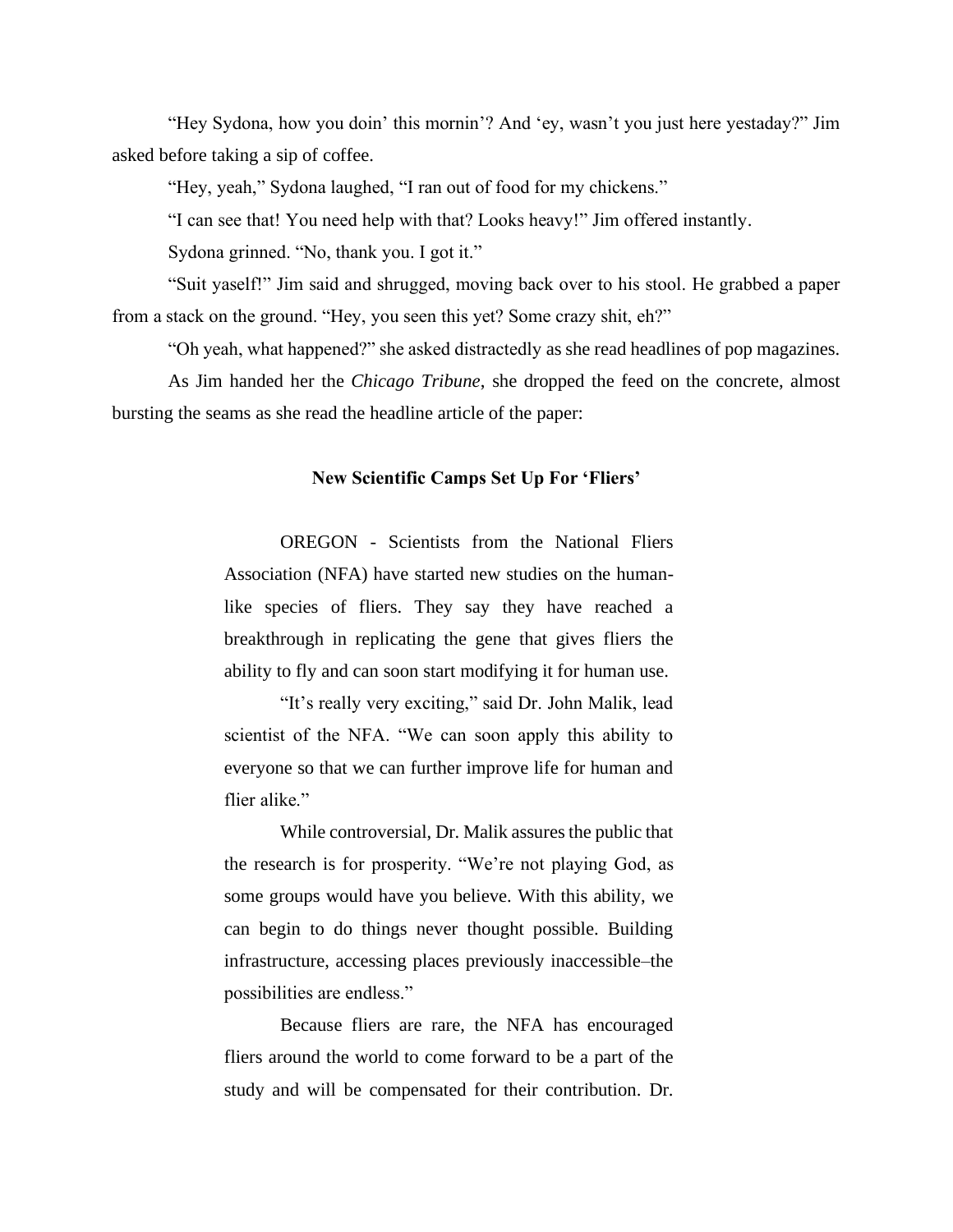"Hey Sydona, how you doin' this mornin'? And 'ey, wasn't you just here yestaday?" Jim asked before taking a sip of coffee.

"Hey, yeah," Sydona laughed, "I ran out of food for my chickens."

"I can see that! You need help with that? Looks heavy!" Jim offered instantly.

Sydona grinned. "No, thank you. I got it."

"Suit yaself!" Jim said and shrugged, moving back over to his stool. He grabbed a paper from a stack on the ground. "Hey, you seen this yet? Some crazy shit, eh?"

"Oh yeah, what happened?" she asked distractedly as she read headlines of pop magazines.

As Jim handed her the *Chicago Tribune*, she dropped the feed on the concrete, almost bursting the seams as she read the headline article of the paper:

**New Scientific Camps Set Up For 'Fliers'**

> OREGON - Scientists from the National Fliers Association (NFA) have started new studies on the human-like species of fliers. They say they have reached a breakthrough in replicating the gene that gives fliers the ability to fly and can soon start modifying it for human use.
>
> "It's really very exciting," said Dr. John Malik, lead scientist of the NFA. "We can soon apply this ability to everyone so that we can further improve life for human and flier alike."
>
> While controversial, Dr. Malik assures the public that the research is for prosperity. "We're not playing God, as some groups would have you believe. With this ability, we can begin to do things never thought possible. Building infrastructure, accessing places previously inaccessible–the possibilities are endless."
>
> Because fliers are rare, the NFA has encouraged fliers around the world to come forward to be a part of the study and will be compensated for their contribution. Dr.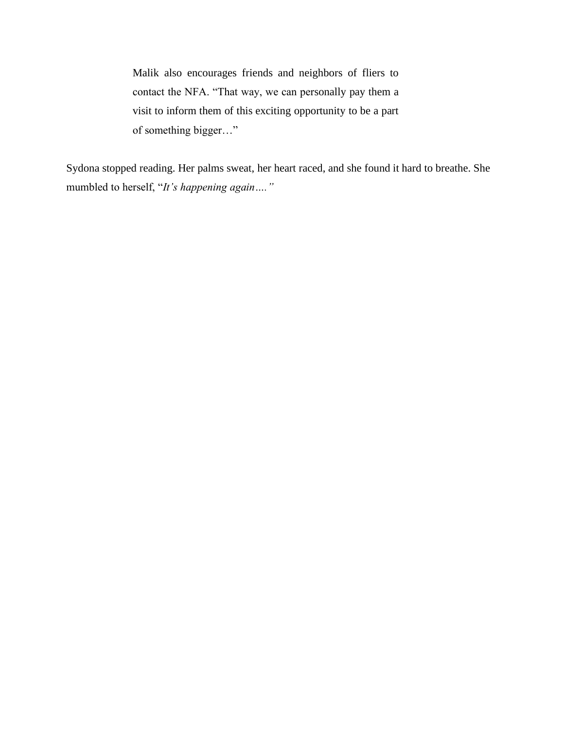> Malik also encourages friends and neighbors of fliers to contact the NFA. “That way, we can personally pay them a visit to inform them of this exciting opportunity to be a part of something bigger…”

Sydona stopped reading. Her palms sweat, her heart raced, and she found it hard to breathe. She mumbled to herself, “*It’s happening again….”*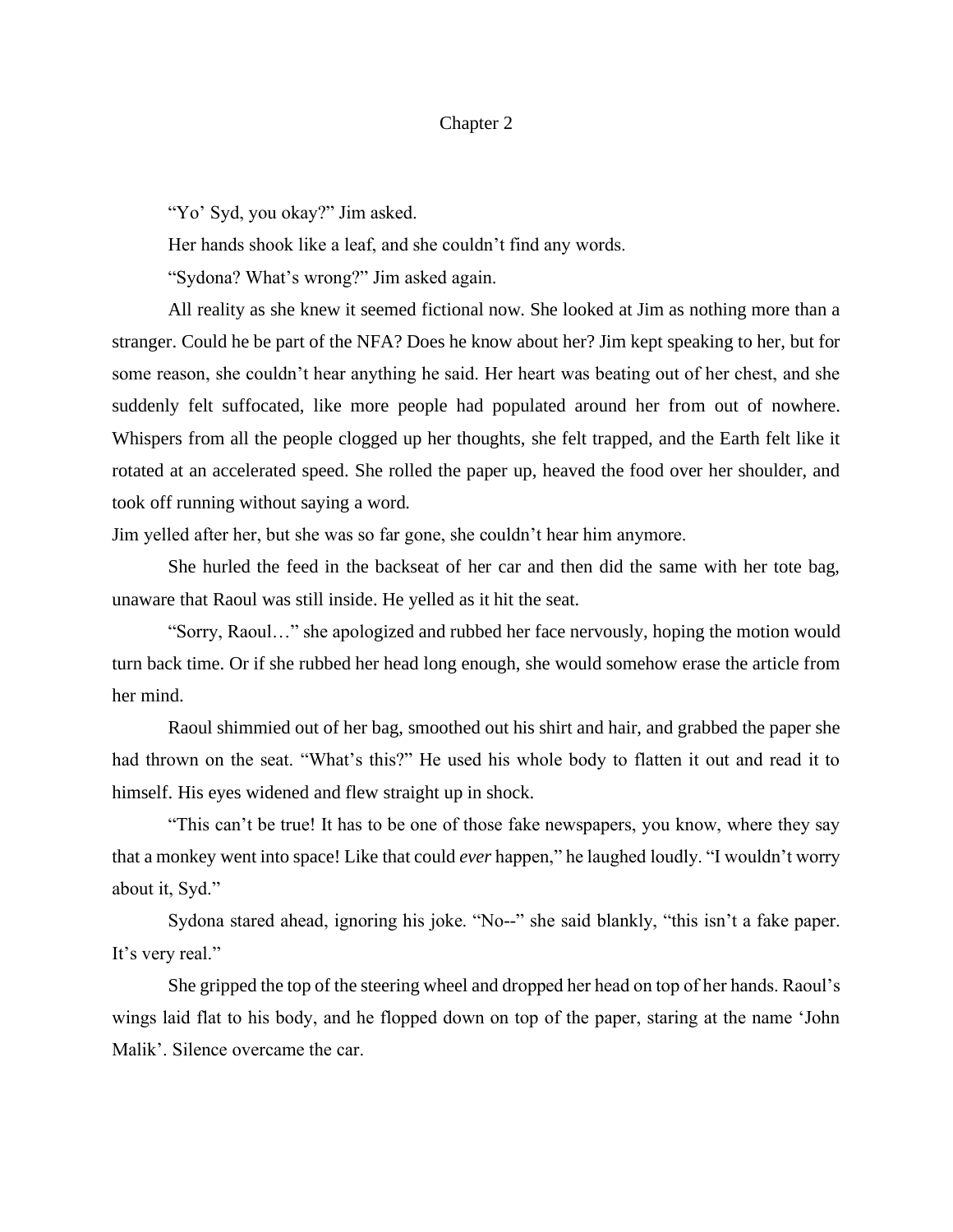# Chapter 2

"Yo' Syd, you okay?" Jim asked.

Her hands shook like a leaf, and she couldn't find any words.

"Sydona? What's wrong?" Jim asked again.

All reality as she knew it seemed fictional now. She looked at Jim as nothing more than a stranger. Could he be part of the NFA? Does he know about her? Jim kept speaking to her, but for some reason, she couldn't hear anything he said. Her heart was beating out of her chest, and she suddenly felt suffocated, like more people had populated around her from out of nowhere. Whispers from all the people clogged up her thoughts, she felt trapped, and the Earth felt like it rotated at an accelerated speed. She rolled the paper up, heaved the food over her shoulder, and took off running without saying a word.

Jim yelled after her, but she was so far gone, she couldn't hear him anymore.

She hurled the feed in the backseat of her car and then did the same with her tote bag, unaware that Raoul was still inside. He yelled as it hit the seat.

"Sorry, Raoul…" she apologized and rubbed her face nervously, hoping the motion would turn back time. Or if she rubbed her head long enough, she would somehow erase the article from her mind.

Raoul shimmied out of her bag, smoothed out his shirt and hair, and grabbed the paper she had thrown on the seat. "What's this?" He used his whole body to flatten it out and read it to himself. His eyes widened and flew straight up in shock.

"This can't be true! It has to be one of those fake newspapers, you know, where they say that a monkey went into space! Like that could *ever* happen," he laughed loudly. "I wouldn't worry about it, Syd."

Sydona stared ahead, ignoring his joke. "No--" she said blankly, "this isn't a fake paper. It's very real."

She gripped the top of the steering wheel and dropped her head on top of her hands. Raoul's wings laid flat to his body, and he flopped down on top of the paper, staring at the name 'John Malik'. Silence overcame the car.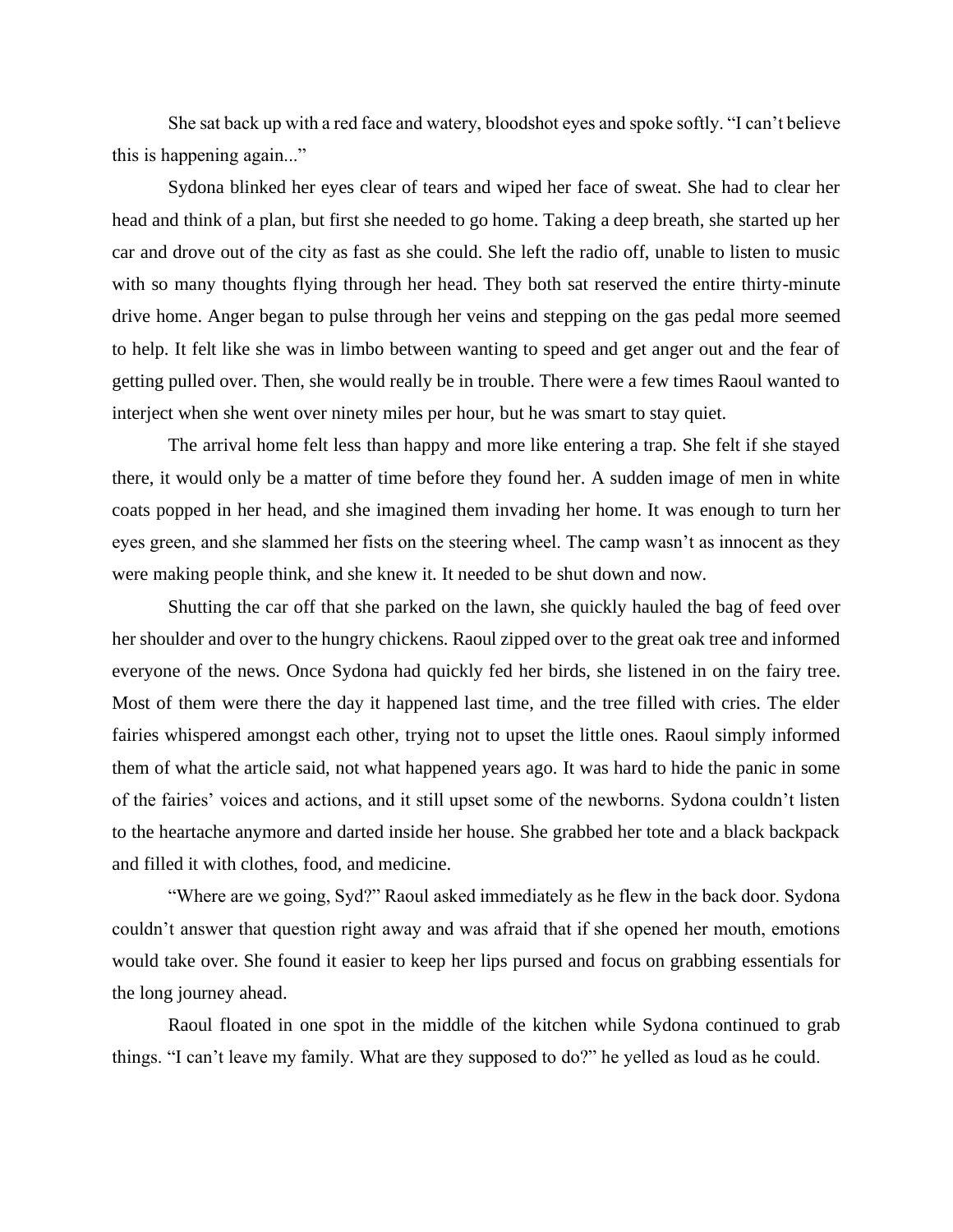She sat back up with a red face and watery, bloodshot eyes and spoke softly. "I can't believe this is happening again..."

Sydona blinked her eyes clear of tears and wiped her face of sweat. She had to clear her head and think of a plan, but first she needed to go home. Taking a deep breath, she started up her car and drove out of the city as fast as she could. She left the radio off, unable to listen to music with so many thoughts flying through her head. They both sat reserved the entire thirty-minute drive home. Anger began to pulse through her veins and stepping on the gas pedal more seemed to help. It felt like she was in limbo between wanting to speed and get anger out and the fear of getting pulled over. Then, she would really be in trouble. There were a few times Raoul wanted to interject when she went over ninety miles per hour, but he was smart to stay quiet.

The arrival home felt less than happy and more like entering a trap. She felt if she stayed there, it would only be a matter of time before they found her. A sudden image of men in white coats popped in her head, and she imagined them invading her home. It was enough to turn her eyes green, and she slammed her fists on the steering wheel. The camp wasn't as innocent as they were making people think, and she knew it. It needed to be shut down and now.

Shutting the car off that she parked on the lawn, she quickly hauled the bag of feed over her shoulder and over to the hungry chickens. Raoul zipped over to the great oak tree and informed everyone of the news. Once Sydona had quickly fed her birds, she listened in on the fairy tree. Most of them were there the day it happened last time, and the tree filled with cries. The elder fairies whispered amongst each other, trying not to upset the little ones. Raoul simply informed them of what the article said, not what happened years ago. It was hard to hide the panic in some of the fairies' voices and actions, and it still upset some of the newborns. Sydona couldn't listen to the heartache anymore and darted inside her house. She grabbed her tote and a black backpack and filled it with clothes, food, and medicine.

"Where are we going, Syd?" Raoul asked immediately as he flew in the back door. Sydona couldn't answer that question right away and was afraid that if she opened her mouth, emotions would take over. She found it easier to keep her lips pursed and focus on grabbing essentials for the long journey ahead.

Raoul floated in one spot in the middle of the kitchen while Sydona continued to grab things. "I can't leave my family. What are they supposed to do?" he yelled as loud as he could.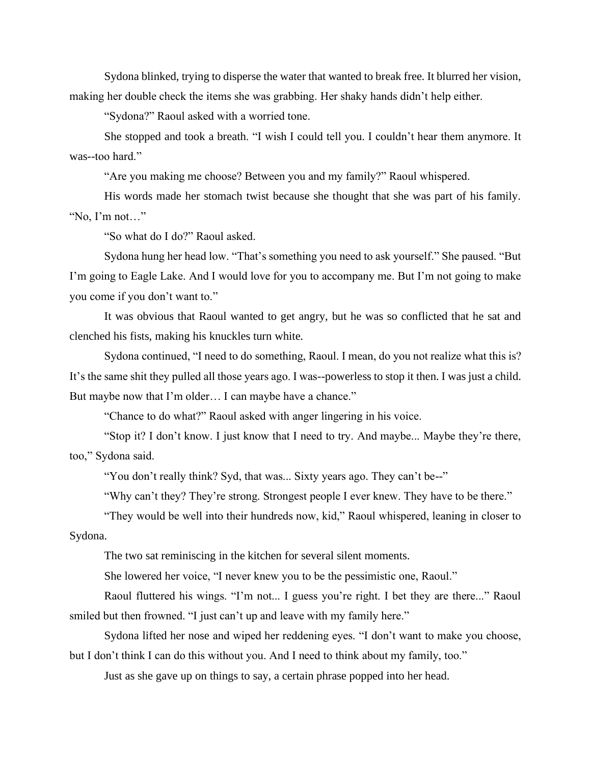Sydona blinked, trying to disperse the water that wanted to break free. It blurred her vision, making her double check the items she was grabbing. Her shaky hands didn't help either.

"Sydona?" Raoul asked with a worried tone.

She stopped and took a breath. "I wish I could tell you. I couldn't hear them anymore. It was--too hard."

"Are you making me choose? Between you and my family?" Raoul whispered.

His words made her stomach twist because she thought that she was part of his family. "No, I'm not…"

"So what do I do?" Raoul asked.

Sydona hung her head low. "That's something you need to ask yourself." She paused. "But I'm going to Eagle Lake. And I would love for you to accompany me. But I'm not going to make you come if you don't want to."

It was obvious that Raoul wanted to get angry, but he was so conflicted that he sat and clenched his fists, making his knuckles turn white.

Sydona continued, "I need to do something, Raoul. I mean, do you not realize what this is? It's the same shit they pulled all those years ago. I was--powerless to stop it then. I was just a child. But maybe now that I'm older… I can maybe have a chance."

"Chance to do what?" Raoul asked with anger lingering in his voice.

"Stop it? I don't know. I just know that I need to try. And maybe... Maybe they're there, too," Sydona said.

"You don't really think? Syd, that was... Sixty years ago. They can't be--"

"Why can't they? They're strong. Strongest people I ever knew. They have to be there."

"They would be well into their hundreds now, kid," Raoul whispered, leaning in closer to Sydona.

The two sat reminiscing in the kitchen for several silent moments.

She lowered her voice, "I never knew you to be the pessimistic one, Raoul."

Raoul fluttered his wings. "I'm not... I guess you're right. I bet they are there..." Raoul smiled but then frowned. "I just can't up and leave with my family here."

Sydona lifted her nose and wiped her reddening eyes. "I don't want to make you choose, but I don't think I can do this without you. And I need to think about my family, too."

Just as she gave up on things to say, a certain phrase popped into her head.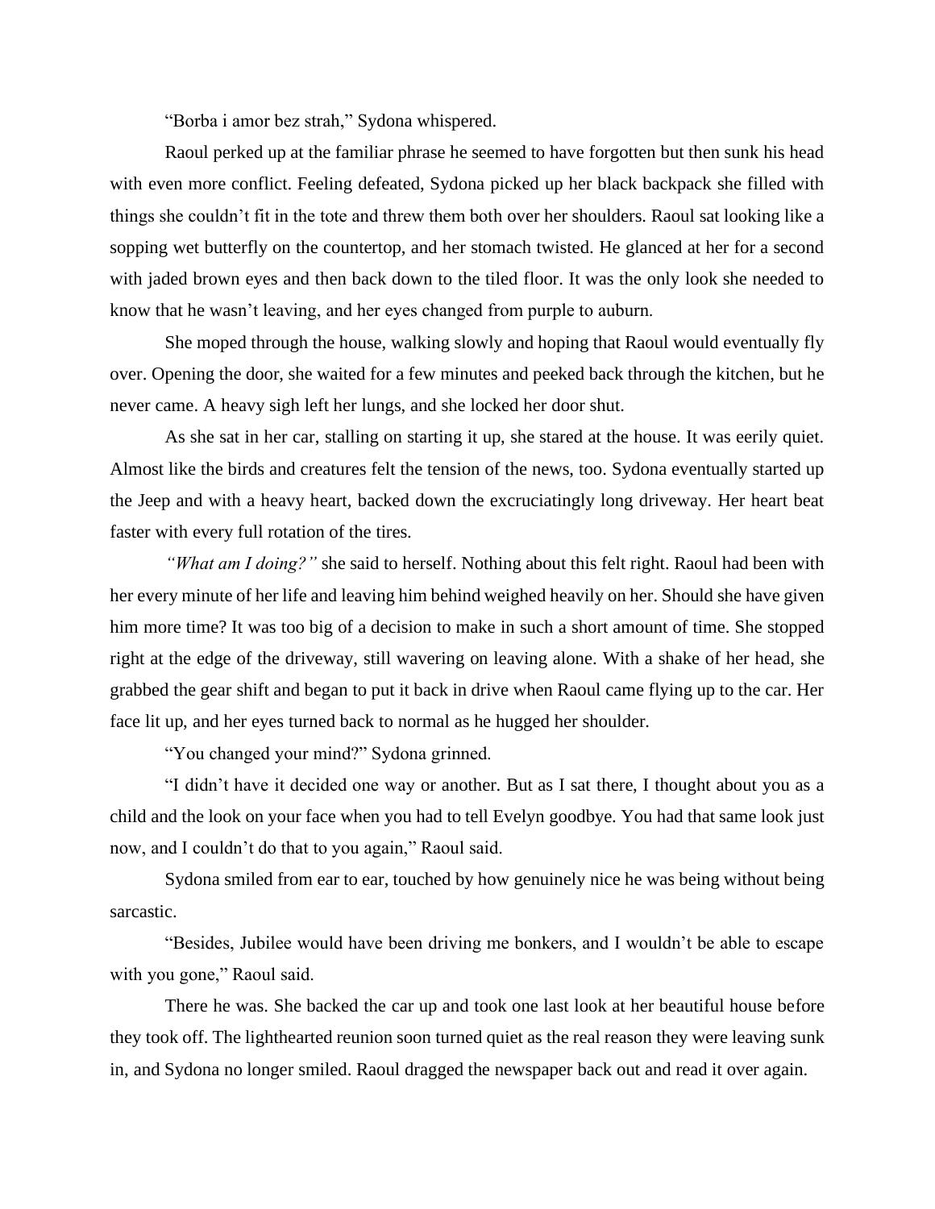"Borba i amor bez strah," Sydona whispered.

Raoul perked up at the familiar phrase he seemed to have forgotten but then sunk his head with even more conflict. Feeling defeated, Sydona picked up her black backpack she filled with things she couldn't fit in the tote and threw them both over her shoulders. Raoul sat looking like a sopping wet butterfly on the countertop, and her stomach twisted. He glanced at her for a second with jaded brown eyes and then back down to the tiled floor. It was the only look she needed to know that he wasn't leaving, and her eyes changed from purple to auburn.

She moped through the house, walking slowly and hoping that Raoul would eventually fly over. Opening the door, she waited for a few minutes and peeked back through the kitchen, but he never came. A heavy sigh left her lungs, and she locked her door shut.

As she sat in her car, stalling on starting it up, she stared at the house. It was eerily quiet. Almost like the birds and creatures felt the tension of the news, too. Sydona eventually started up the Jeep and with a heavy heart, backed down the excruciatingly long driveway. Her heart beat faster with every full rotation of the tires.

*"What am I doing?"* she said to herself. Nothing about this felt right. Raoul had been with her every minute of her life and leaving him behind weighed heavily on her. Should she have given him more time? It was too big of a decision to make in such a short amount of time. She stopped right at the edge of the driveway, still wavering on leaving alone. With a shake of her head, she grabbed the gear shift and began to put it back in drive when Raoul came flying up to the car. Her face lit up, and her eyes turned back to normal as he hugged her shoulder.

"You changed your mind?" Sydona grinned.

"I didn't have it decided one way or another. But as I sat there, I thought about you as a child and the look on your face when you had to tell Evelyn goodbye. You had that same look just now, and I couldn't do that to you again," Raoul said.

Sydona smiled from ear to ear, touched by how genuinely nice he was being without being sarcastic.

"Besides, Jubilee would have been driving me bonkers, and I wouldn't be able to escape with you gone," Raoul said.

There he was. She backed the car up and took one last look at her beautiful house before they took off. The lighthearted reunion soon turned quiet as the real reason they were leaving sunk in, and Sydona no longer smiled. Raoul dragged the newspaper back out and read it over again.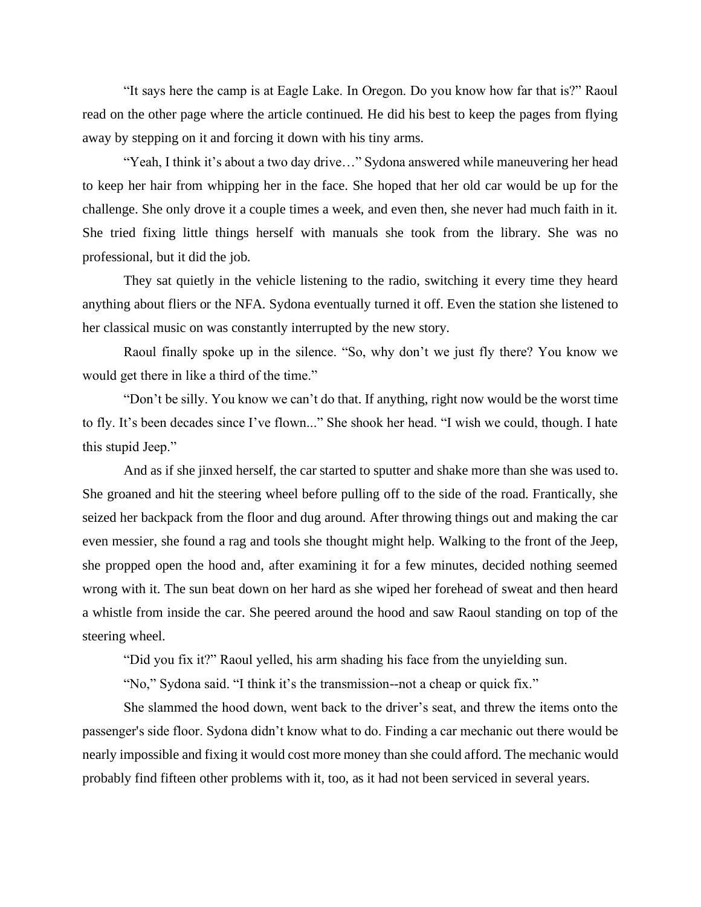"It says here the camp is at Eagle Lake. In Oregon. Do you know how far that is?" Raoul read on the other page where the article continued. He did his best to keep the pages from flying away by stepping on it and forcing it down with his tiny arms.

"Yeah, I think it's about a two day drive…" Sydona answered while maneuvering her head to keep her hair from whipping her in the face. She hoped that her old car would be up for the challenge. She only drove it a couple times a week, and even then, she never had much faith in it. She tried fixing little things herself with manuals she took from the library. She was no professional, but it did the job.

They sat quietly in the vehicle listening to the radio, switching it every time they heard anything about fliers or the NFA. Sydona eventually turned it off. Even the station she listened to her classical music on was constantly interrupted by the new story.

Raoul finally spoke up in the silence. "So, why don't we just fly there? You know we would get there in like a third of the time."

"Don't be silly. You know we can't do that. If anything, right now would be the worst time to fly. It's been decades since I've flown..." She shook her head. "I wish we could, though. I hate this stupid Jeep."

And as if she jinxed herself, the car started to sputter and shake more than she was used to. She groaned and hit the steering wheel before pulling off to the side of the road. Frantically, she seized her backpack from the floor and dug around. After throwing things out and making the car even messier, she found a rag and tools she thought might help. Walking to the front of the Jeep, she propped open the hood and, after examining it for a few minutes, decided nothing seemed wrong with it. The sun beat down on her hard as she wiped her forehead of sweat and then heard a whistle from inside the car. She peered around the hood and saw Raoul standing on top of the steering wheel.

"Did you fix it?" Raoul yelled, his arm shading his face from the unyielding sun.

"No," Sydona said. "I think it's the transmission--not a cheap or quick fix."

She slammed the hood down, went back to the driver's seat, and threw the items onto the passenger's side floor. Sydona didn't know what to do. Finding a car mechanic out there would be nearly impossible and fixing it would cost more money than she could afford. The mechanic would probably find fifteen other problems with it, too, as it had not been serviced in several years.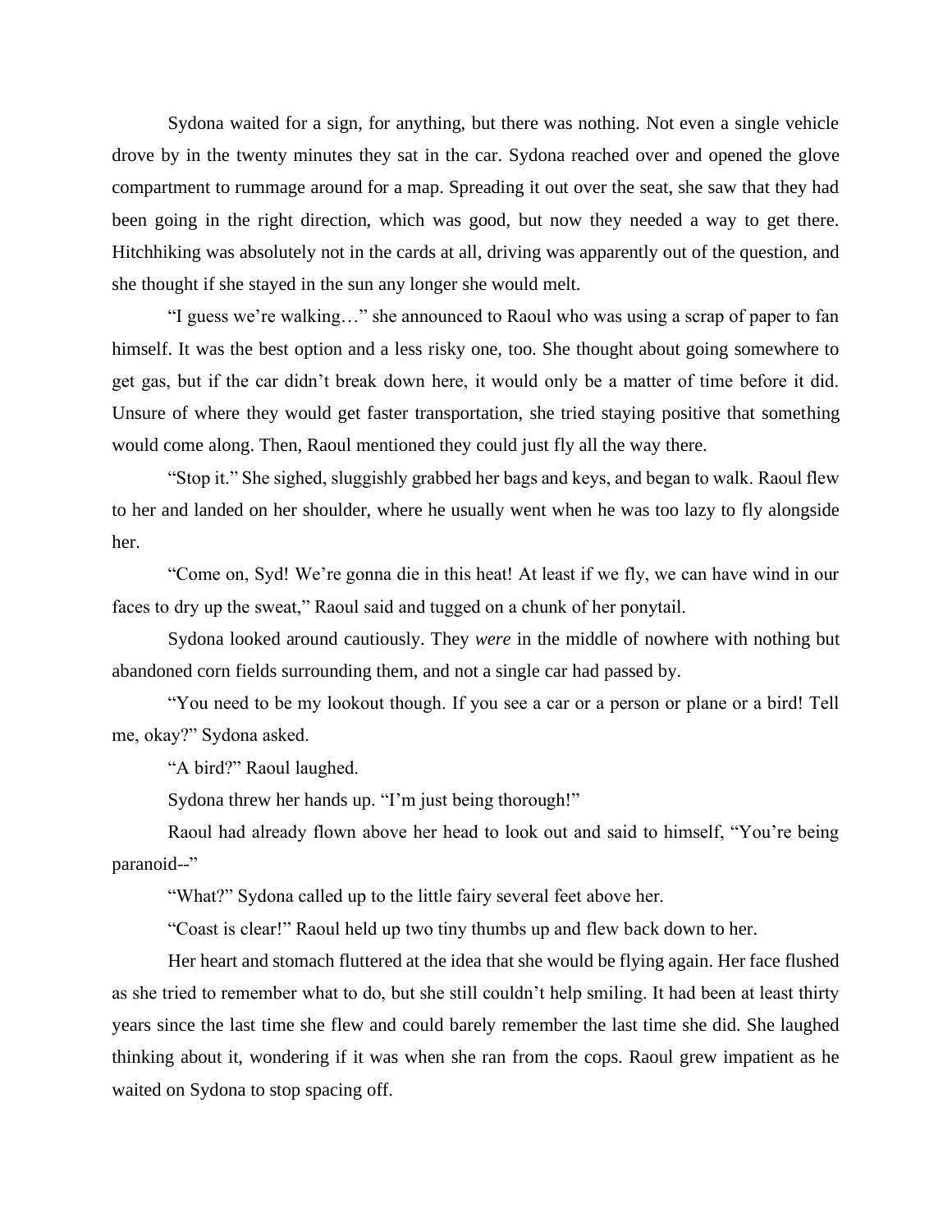Sydona waited for a sign, for anything, but there was nothing. Not even a single vehicle drove by in the twenty minutes they sat in the car. Sydona reached over and opened the glove compartment to rummage around for a map. Spreading it out over the seat, she saw that they had been going in the right direction, which was good, but now they needed a way to get there. Hitchhiking was absolutely not in the cards at all, driving was apparently out of the question, and she thought if she stayed in the sun any longer she would melt.

"I guess we're walking…" she announced to Raoul who was using a scrap of paper to fan himself. It was the best option and a less risky one, too. She thought about going somewhere to get gas, but if the car didn't break down here, it would only be a matter of time before it did. Unsure of where they would get faster transportation, she tried staying positive that something would come along. Then, Raoul mentioned they could just fly all the way there.

"Stop it." She sighed, sluggishly grabbed her bags and keys, and began to walk. Raoul flew to her and landed on her shoulder, where he usually went when he was too lazy to fly alongside her.

"Come on, Syd! We're gonna die in this heat! At least if we fly, we can have wind in our faces to dry up the sweat," Raoul said and tugged on a chunk of her ponytail.

Sydona looked around cautiously. They *were* in the middle of nowhere with nothing but abandoned corn fields surrounding them, and not a single car had passed by.

"You need to be my lookout though. If you see a car or a person or plane or a bird! Tell me, okay?" Sydona asked.

"A bird?" Raoul laughed.

Sydona threw her hands up. "I'm just being thorough!"

Raoul had already flown above her head to look out and said to himself, "You're being paranoid--"

"What?" Sydona called up to the little fairy several feet above her.

"Coast is clear!" Raoul held up two tiny thumbs up and flew back down to her.

Her heart and stomach fluttered at the idea that she would be flying again. Her face flushed as she tried to remember what to do, but she still couldn't help smiling. It had been at least thirty years since the last time she flew and could barely remember the last time she did. She laughed thinking about it, wondering if it was when she ran from the cops. Raoul grew impatient as he waited on Sydona to stop spacing off.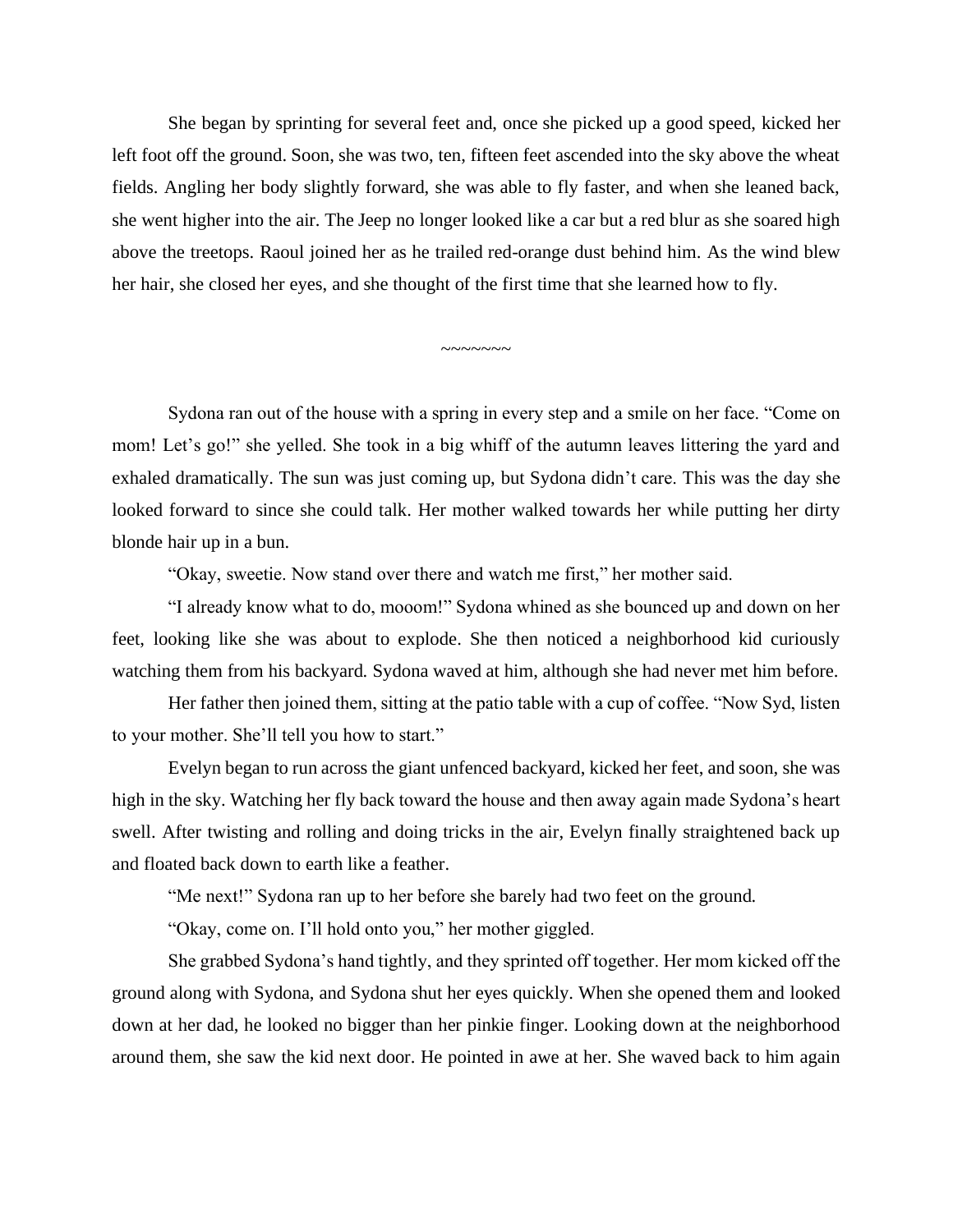She began by sprinting for several feet and, once she picked up a good speed, kicked her left foot off the ground. Soon, she was two, ten, fifteen feet ascended into the sky above the wheat fields. Angling her body slightly forward, she was able to fly faster, and when she leaned back, she went higher into the air. The Jeep no longer looked like a car but a red blur as she soared high above the treetops. Raoul joined her as he trailed red-orange dust behind him. As the wind blew her hair, she closed her eyes, and she thought of the first time that she learned how to fly.

~~~~~~~

Sydona ran out of the house with a spring in every step and a smile on her face. "Come on mom! Let's go!" she yelled. She took in a big whiff of the autumn leaves littering the yard and exhaled dramatically. The sun was just coming up, but Sydona didn't care. This was the day she looked forward to since she could talk. Her mother walked towards her while putting her dirty blonde hair up in a bun.

"Okay, sweetie. Now stand over there and watch me first," her mother said.

"I already know what to do, mooom!" Sydona whined as she bounced up and down on her feet, looking like she was about to explode. She then noticed a neighborhood kid curiously watching them from his backyard. Sydona waved at him, although she had never met him before.

Her father then joined them, sitting at the patio table with a cup of coffee. "Now Syd, listen to your mother. She'll tell you how to start."

Evelyn began to run across the giant unfenced backyard, kicked her feet, and soon, she was high in the sky. Watching her fly back toward the house and then away again made Sydona's heart swell. After twisting and rolling and doing tricks in the air, Evelyn finally straightened back up and floated back down to earth like a feather.

"Me next!" Sydona ran up to her before she barely had two feet on the ground.

"Okay, come on. I'll hold onto you," her mother giggled.

She grabbed Sydona's hand tightly, and they sprinted off together. Her mom kicked off the ground along with Sydona, and Sydona shut her eyes quickly. When she opened them and looked down at her dad, he looked no bigger than her pinkie finger. Looking down at the neighborhood around them, she saw the kid next door. He pointed in awe at her. She waved back to him again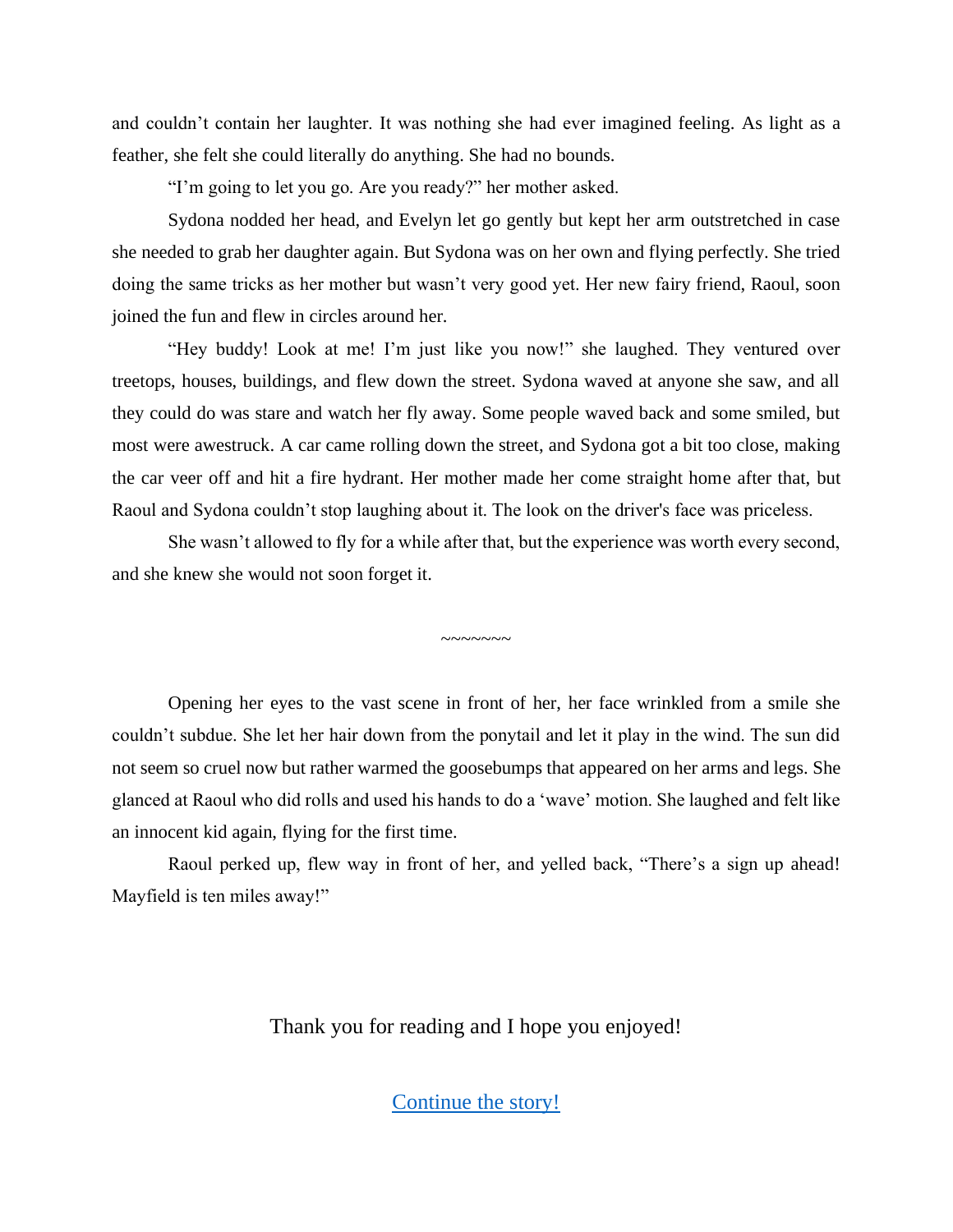and couldn't contain her laughter. It was nothing she had ever imagined feeling. As light as a feather, she felt she could literally do anything. She had no bounds.

"I'm going to let you go. Are you ready?" her mother asked.

Sydona nodded her head, and Evelyn let go gently but kept her arm outstretched in case she needed to grab her daughter again. But Sydona was on her own and flying perfectly. She tried doing the same tricks as her mother but wasn't very good yet. Her new fairy friend, Raoul, soon joined the fun and flew in circles around her.

"Hey buddy! Look at me! I'm just like you now!" she laughed. They ventured over treetops, houses, buildings, and flew down the street. Sydona waved at anyone she saw, and all they could do was stare and watch her fly away. Some people waved back and some smiled, but most were awestruck. A car came rolling down the street, and Sydona got a bit too close, making the car veer off and hit a fire hydrant. Her mother made her come straight home after that, but Raoul and Sydona couldn't stop laughing about it. The look on the driver's face was priceless.

She wasn't allowed to fly for a while after that, but the experience was worth every second, and she knew she would not soon forget it.

~~~~~~~

Opening her eyes to the vast scene in front of her, her face wrinkled from a smile she couldn't subdue. She let her hair down from the ponytail and let it play in the wind. The sun did not seem so cruel now but rather warmed the goosebumps that appeared on her arms and legs. She glanced at Raoul who did rolls and used his hands to do a 'wave' motion. She laughed and felt like an innocent kid again, flying for the first time.

Raoul perked up, flew way in front of her, and yelled back, "There's a sign up ahead! Mayfield is ten miles away!"

Thank you for reading and I hope you enjoyed!

Continue the story!